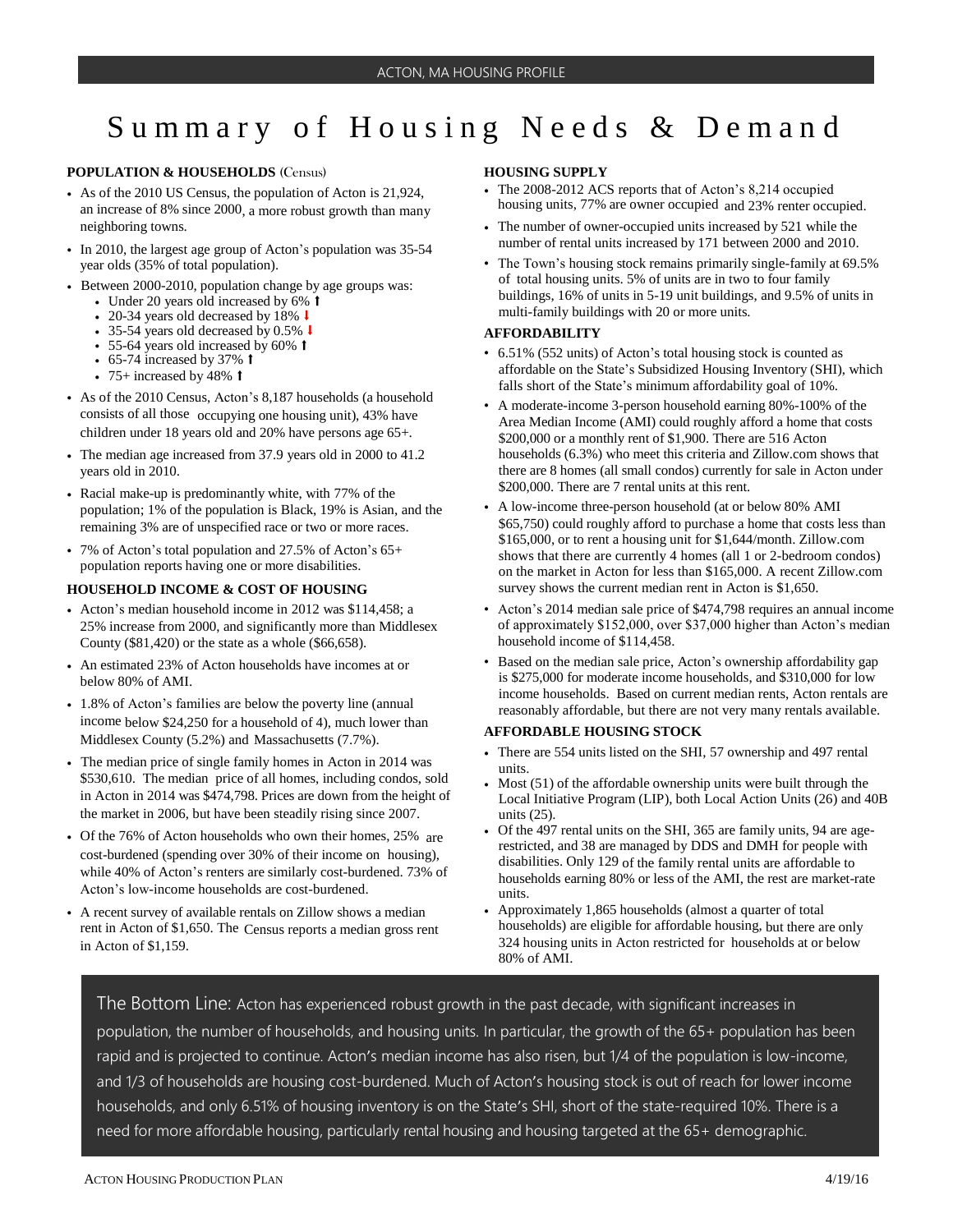# Summary of Housing Needs & Demand

### POPULATION & HOUSEHOLDS (Census)

- As of the 2010 US Census, the population of Acton is 21,924, an increase of 8% since 2000, a more robust growth than many neighboring towns.
- In 2010, the largest age group of Acton's population was 35-54 year olds (35% of total population).
- Between 2000-2010, population change by age groups was:
  - Under 20 years old increased by 6% ⬆
  - 20-34 years old decreased by 18% ⬇
  - 35-54 years old decreased by 0.5% ⬇
  - 55-64 years old increased by 60% ⬆
  - 65-74 increased by 37% ⬆
  - 75+ increased by 48% ⬆
- As of the 2010 Census, Acton's 8,187 households (a household consists of all those occupying one housing unit), 43% have children under 18 years old and 20% have persons age 65+.
- The median age increased from 37.9 years old in 2000 to 41.2 years old in 2010.
- Racial make-up is predominantly white, with 77% of the population; 1% of the population is Black, 19% is Asian, and the remaining 3% are of unspecified race or two or more races.
- 7% of Acton's total population and 27.5% of Acton's 65+ population reports having one or more disabilities.

### HOUSEHOLD INCOME & COST OF HOUSING

- Acton's median household income in 2012 was $114,458; a 25% increase from 2000, and significantly more than Middlesex County ($81,420) or the state as a whole ($66,658).
- An estimated 23% of Acton households have incomes at or below 80% of AMI.
- 1.8% of Acton's families are below the poverty line (annual income below $24,250 for a household of 4), much lower than Middlesex County (5.2%) and Massachusetts (7.7%).
- The median price of single family homes in Acton in 2014 was $530,610. The median price of all homes, including condos, sold in Acton in 2014 was $474,798. Prices are down from the height of the market in 2006, but have been steadily rising since 2007.
- Of the 76% of Acton households who own their homes, 25% are cost-burdened (spending over 30% of their income on housing), while 40% of Acton's renters are similarly cost-burdened. 73% of Acton's low-income households are cost-burdened.
- A recent survey of available rentals on Zillow shows a median rent in Acton of $1,650. The Census reports a median gross rent in Acton of $1,159.

### HOUSING SUPPLY

- The 2008-2012 ACS reports that of Acton's 8,214 occupied housing units, 77% are owner occupied and 23% renter occupied.
- The number of owner-occupied units increased by 521 while the number of rental units increased by 171 between 2000 and 2010.
- The Town's housing stock remains primarily single-family at 69.5% of total housing units. 5% of units are in two to four family buildings, 16% of units in 5-19 unit buildings, and 9.5% of units in multi-family buildings with 20 or more units.

### AFFORDABILITY

- 6.51% (552 units) of Acton's total housing stock is counted as affordable on the State's Subsidized Housing Inventory (SHI), which falls short of the State's minimum affordability goal of 10%.
- A moderate-income 3-person household earning 80%-100% of the Area Median Income (AMI) could roughly afford a home that costs $200,000 or a monthly rent of $1,900. There are 516 Acton households (6.3%) who meet this criteria and Zillow.com shows that there are 8 homes (all small condos) currently for sale in Acton under $200,000. There are 7 rental units at this rent.
- A low-income three-person household (at or below 80% AMI $65,750) could roughly afford to purchase a home that costs less than $165,000, or to rent a housing unit for $1,644/month. Zillow.com shows that there are currently 4 homes (all 1 or 2-bedroom condos) on the market in Acton for less than $165,000. A recent Zillow.com survey shows the current median rent in Acton is $1,650.
- Acton's 2014 median sale price of $474,798 requires an annual income of approximately $152,000, over $37,000 higher than Acton's median household income of $114,458.
- Based on the median sale price, Acton's ownership affordability gap is $275,000 for moderate income households, and $310,000 for low income households. Based on current median rents, Acton rentals are reasonably affordable, but there are not very many rentals available.

### AFFORDABLE HOUSING STOCK

- There are 554 units listed on the SHI, 57 ownership and 497 rental units.
- Most (51) of the affordable ownership units were built through the Local Initiative Program (LIP), both Local Action Units (26) and 40B units (25).
- Of the 497 rental units on the SHI, 365 are family units, 94 are age-restricted, and 38 are managed by DDS and DMH for people with disabilities. Only 129 of the family rental units are affordable to households earning 80% or less of the AMI, the rest are market-rate units.
- Approximately 1,865 households (almost a quarter of total households) are eligible for affordable housing, but there are only 324 housing units in Acton restricted for households at or below 80% of AMI.

The Bottom Line: Acton has experienced robust growth in the past decade, with significant increases in population, the number of households, and housing units. In particular, the growth of the 65+ population has been rapid and is projected to continue. Acton's median income has also risen, but 1/4 of the population is low-income, and 1/3 of households are housing cost-burdened. Much of Acton's housing stock is out of reach for lower income households, and only 6.51% of housing inventory is on the State's SHI, short of the state-required 10%. There is a need for more affordable housing, particularly rental housing and housing targeted at the 65+ demographic.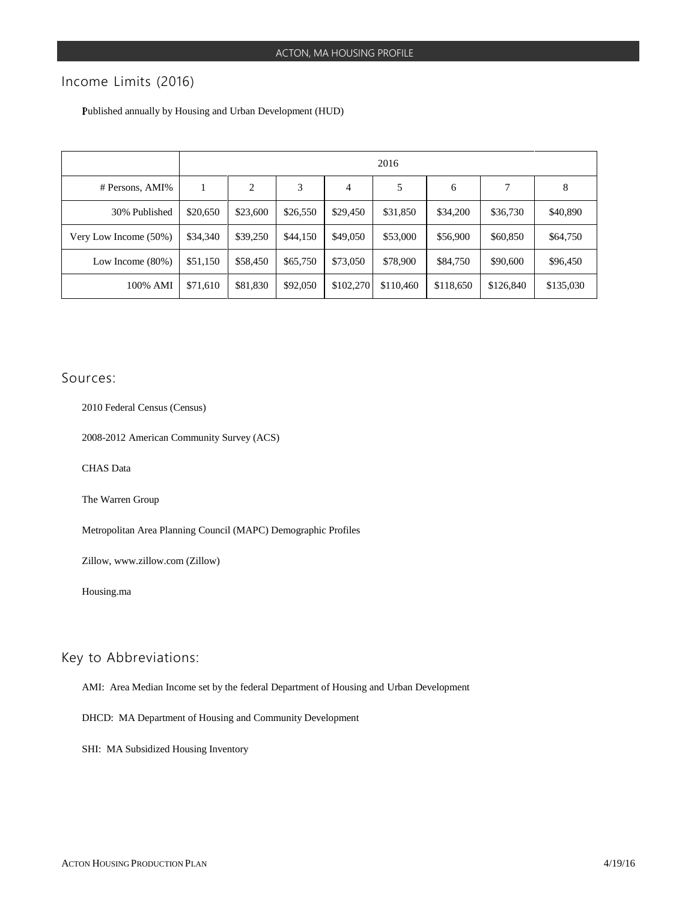## Income Limits (2016)

Published annually by Housing and Urban Development (HUD)

| | 2016 | | | | | | | |
|---|---|---|---|---|---|---|---|---|
| # Persons, AMI% | 1 | 2 | 3 | 4 | 5 | 6 | 7 | 8 |
| 30% Published | $20,650 | $23,600 | $26,550 | $29,450 | $31,850 | $34,200 | $36,730 | $40,890 |
| Very Low Income (50%) | $34,340 | $39,250 | $44,150 | $49,050 | $53,000 | $56,900 | $60,850 | $64,750 |
| Low Income (80%) | $51,150 | $58,450 | $65,750 | $73,050 | $78,900 | $84,750 | $90,600 | $96,450 |
| 100% AMI | $71,610 | $81,830 | $92,050 | $102,270 | $110,460 | $118,650 | $126,840 | $135,030 |

## Sources:

2010 Federal Census (Census)

2008-2012 American Community Survey (ACS)

CHAS Data

The Warren Group

Metropolitan Area Planning Council (MAPC) Demographic Profiles

Zillow, www.zillow.com (Zillow)

Housing.ma

## Key to Abbreviations:

AMI: Area Median Income set by the federal Department of Housing and Urban Development

DHCD: MA Department of Housing and Community Development

SHI: MA Subsidized Housing Inventory